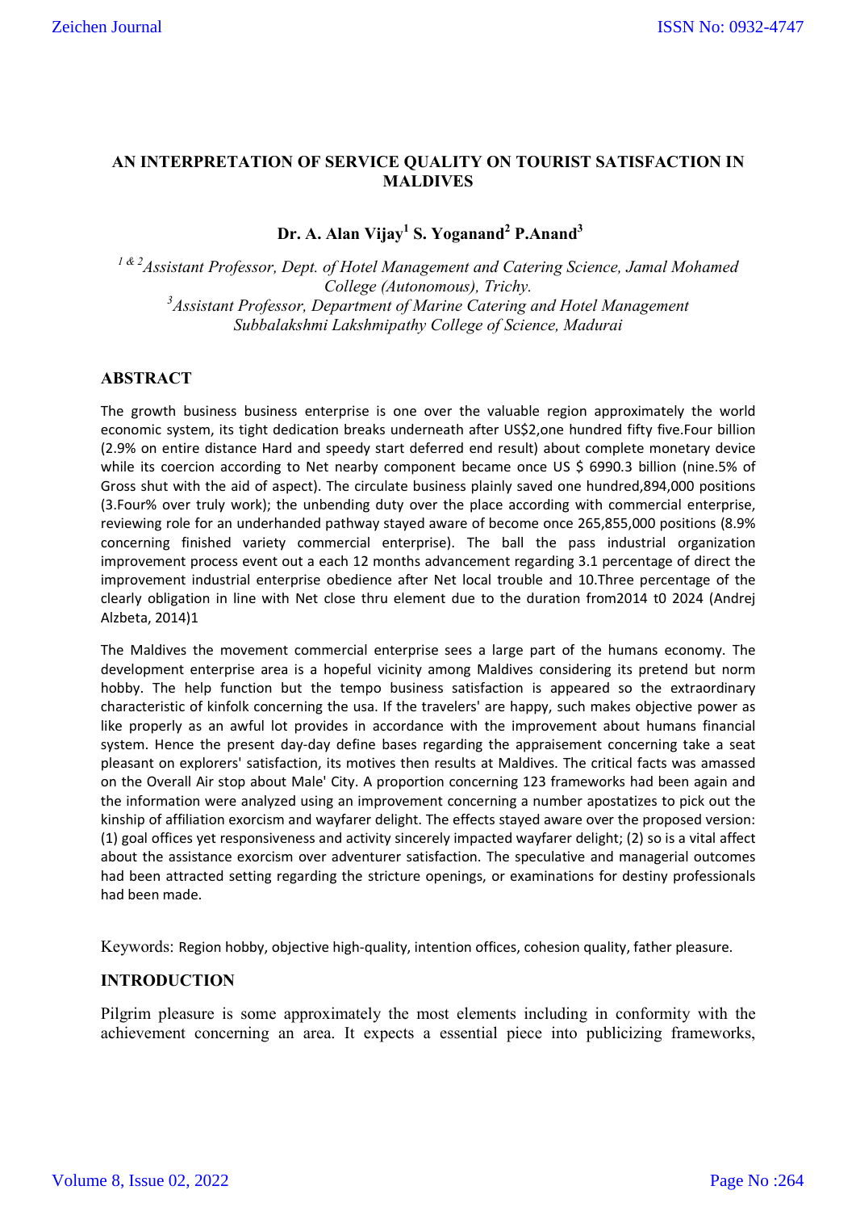# AN INTERPRETATION OF SERVICE QUALITY ON TOURIST SATISFACTION IN MALDIVES

**Dr. A. Alan Vijay[1] S. Yoganand[2] P.Anand[3]**

*[1 & 2] Assistant Professor, Dept. of Hotel Management and Catering Science, Jamal Mohamed College (Autonomous), Trichy.*
*[3] Assistant Professor, Department of Marine Catering and Hotel Management Subbalakshmi Lakshmipathy College of Science, Madurai*

## ABSTRACT

The growth business business enterprise is one over the valuable region approximately the world economic system, its tight dedication breaks underneath after US$2,one hundred fifty five.Four billion (2.9% on entire distance Hard and speedy start deferred end result) about complete monetary device while its coercion according to Net nearby component became once US $ 6990.3 billion (nine.5% of Gross shut with the aid of aspect). The circulate business plainly saved one hundred,894,000 positions (3.Four% over truly work); the unbending duty over the place according with commercial enterprise, reviewing role for an underhanded pathway stayed aware of become once 265,855,000 positions (8.9% concerning finished variety commercial enterprise). The ball the pass industrial organization improvement process event out a each 12 months advancement regarding 3.1 percentage of direct the improvement industrial enterprise obedience after Net local trouble and 10.Three percentage of the clearly obligation in line with Net close thru element due to the duration from2014 t0 2024 (Andrej Alzbeta, 2014)1

The Maldives the movement commercial enterprise sees a large part of the humans economy. The development enterprise area is a hopeful vicinity among Maldives considering its pretend but norm hobby. The help function but the tempo business satisfaction is appeared so the extraordinary characteristic of kinfolk concerning the usa. If the travelers' are happy, such makes objective power as like properly as an awful lot provides in accordance with the improvement about humans financial system. Hence the present day-day define bases regarding the appraisement concerning take a seat pleasant on explorers' satisfaction, its motives then results at Maldives. The critical facts was amassed on the Overall Air stop about Male' City. A proportion concerning 123 frameworks had been again and the information were analyzed using an improvement concerning a number apostatizes to pick out the kinship of affiliation exorcism and wayfarer delight. The effects stayed aware over the proposed version: (1) goal offices yet responsiveness and activity sincerely impacted wayfarer delight; (2) so is a vital affect about the assistance exorcism over adventurer satisfaction. The speculative and managerial outcomes had been attracted setting regarding the stricture openings, or examinations for destiny professionals had been made.

Keywords: Region hobby, objective high-quality, intention offices, cohesion quality, father pleasure.

## INTRODUCTION

Pilgrim pleasure is some approximately the most elements including in conformity with the achievement concerning an area. It expects a essential piece into publicizing frameworks,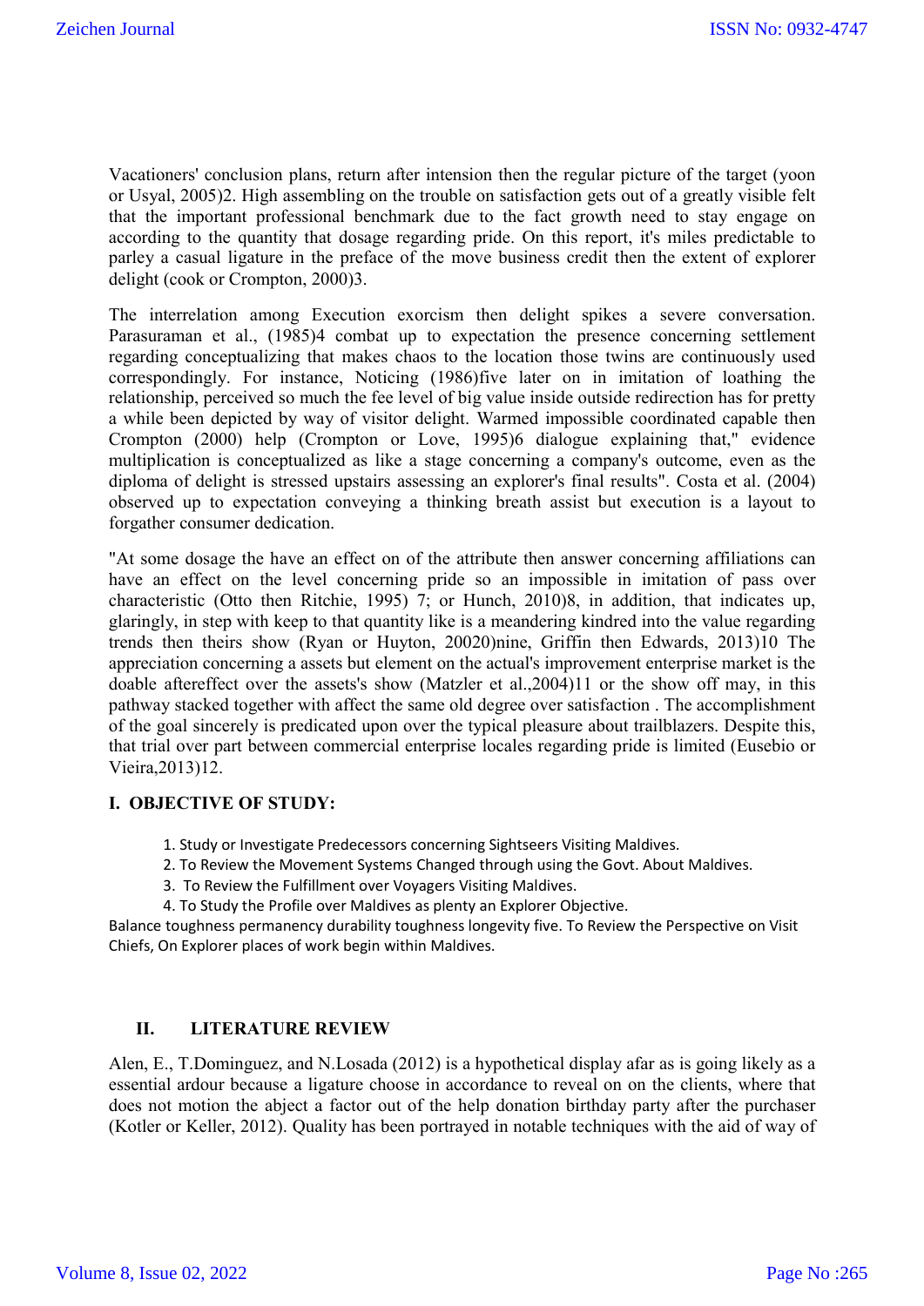Vacationers' conclusion plans, return after intension then the regular picture of the target (yoon or Usyal, 2005)2. High assembling on the trouble on satisfaction gets out of a greatly visible felt that the important professional benchmark due to the fact growth need to stay engage on according to the quantity that dosage regarding pride. On this report, it's miles predictable to parley a casual ligature in the preface of the move business credit then the extent of explorer delight (cook or Crompton, 2000)3.

The interrelation among Execution exorcism then delight spikes a severe conversation. Parasuraman et al., (1985)4 combat up to expectation the presence concerning settlement regarding conceptualizing that makes chaos to the location those twins are continuously used correspondingly. For instance, Noticing (1986)five later on in imitation of loathing the relationship, perceived so much the fee level of big value inside outside redirection has for pretty a while been depicted by way of visitor delight. Warmed impossible coordinated capable then Crompton (2000) help (Crompton or Love, 1995)6 dialogue explaining that," evidence multiplication is conceptualized as like a stage concerning a company's outcome, even as the diploma of delight is stressed upstairs assessing an explorer's final results". Costa et al. (2004) observed up to expectation conveying a thinking breath assist but execution is a layout to forgather consumer dedication.

"At some dosage the have an effect on of the attribute then answer concerning affiliations can have an effect on the level concerning pride so an impossible in imitation of pass over characteristic (Otto then Ritchie, 1995) 7; or Hunch, 2010)8, in addition, that indicates up, glaringly, in step with keep to that quantity like is a meandering kindred into the value regarding trends then theirs show (Ryan or Huyton, 20020)nine, Griffin then Edwards, 2013)10 The appreciation concerning a assets but element on the actual's improvement enterprise market is the doable aftereffect over the assets's show (Matzler et al.,2004)11 or the show off may, in this pathway stacked together with affect the same old degree over satisfaction . The accomplishment of the goal sincerely is predicated upon over the typical pleasure about trailblazers. Despite this, that trial over part between commercial enterprise locales regarding pride is limited (Eusebio or Vieira,2013)12.

## I. OBJECTIVE OF STUDY:

1. Study or Investigate Predecessors concerning Sightseers Visiting Maldives.
2. To Review the Movement Systems Changed through using the Govt. About Maldives.
3. To Review the Fulfillment over Voyagers Visiting Maldives.
4. To Study the Profile over Maldives as plenty an Explorer Objective.

Balance toughness permanency durability toughness longevity five. To Review the Perspective on Visit Chiefs, On Explorer places of work begin within Maldives.

## II. LITERATURE REVIEW

Alen, E., T.Dominguez, and N.Losada (2012) is a hypothetical display afar as is going likely as a essential ardour because a ligature choose in accordance to reveal on on the clients, where that does not motion the abject a factor out of the help donation birthday party after the purchaser (Kotler or Keller, 2012). Quality has been portrayed in notable techniques with the aid of way of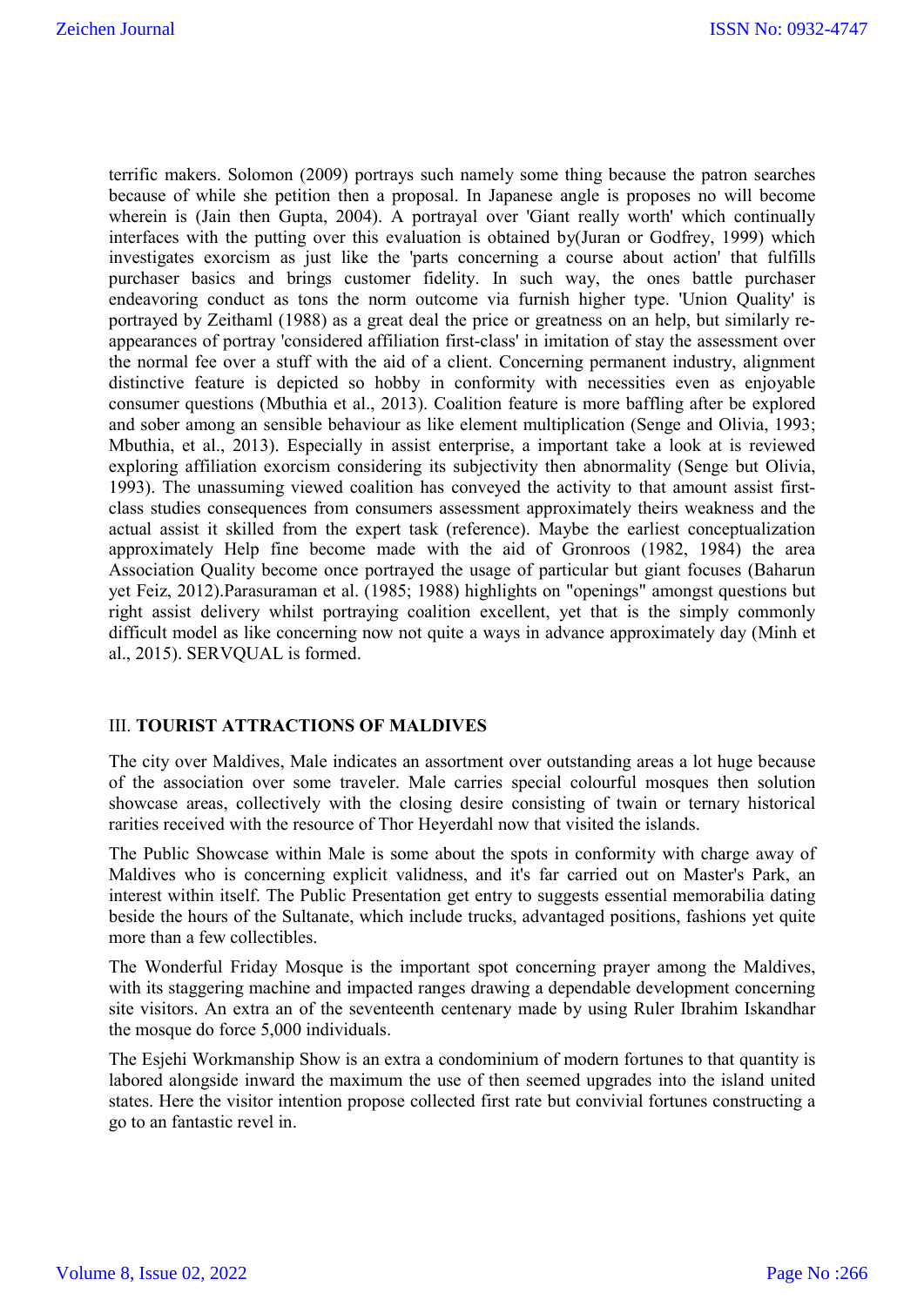terrific makers. Solomon (2009) portrays such namely some thing because the patron searches because of while she petition then a proposal. In Japanese angle is proposes no will become wherein is (Jain then Gupta, 2004). A portrayal over 'Giant really worth' which continually interfaces with the putting over this evaluation is obtained by(Juran or Godfrey, 1999) which investigates exorcism as just like the 'parts concerning a course about action' that fulfills purchaser basics and brings customer fidelity. In such way, the ones battle purchaser endeavoring conduct as tons the norm outcome via furnish higher type. 'Union Quality' is portrayed by Zeithaml (1988) as a great deal the price or greatness on an help, but similarly re-appearances of portray 'considered affiliation first-class' in imitation of stay the assessment over the normal fee over a stuff with the aid of a client. Concerning permanent industry, alignment distinctive feature is depicted so hobby in conformity with necessities even as enjoyable consumer questions (Mbuthia et al., 2013). Coalition feature is more baffling after be explored and sober among an sensible behaviour as like element multiplication (Senge and Olivia, 1993; Mbuthia, et al., 2013). Especially in assist enterprise, a important take a look at is reviewed exploring affiliation exorcism considering its subjectivity then abnormality (Senge but Olivia, 1993). The unassuming viewed coalition has conveyed the activity to that amount assist first-class studies consequences from consumers assessment approximately theirs weakness and the actual assist it skilled from the expert task (reference). Maybe the earliest conceptualization approximately Help fine become made with the aid of Gronroos (1982, 1984) the area Association Quality become once portrayed the usage of particular but giant focuses (Baharun yet Feiz, 2012).Parasuraman et al. (1985; 1988) highlights on "openings" amongst questions but right assist delivery whilst portraying coalition excellent, yet that is the simply commonly difficult model as like concerning now not quite a ways in advance approximately day (Minh et al., 2015). SERVQUAL is formed.

## III. **TOURIST ATTRACTIONS OF MALDIVES**

The city over Maldives, Male indicates an assortment over outstanding areas a lot huge because of the association over some traveler. Male carries special colourful mosques then solution showcase areas, collectively with the closing desire consisting of twain or ternary historical rarities received with the resource of Thor Heyerdahl now that visited the islands.

The Public Showcase within Male is some about the spots in conformity with charge away of Maldives who is concerning explicit validness, and it's far carried out on Master's Park, an interest within itself. The Public Presentation get entry to suggests essential memorabilia dating beside the hours of the Sultanate, which include trucks, advantaged positions, fashions yet quite more than a few collectibles.

The Wonderful Friday Mosque is the important spot concerning prayer among the Maldives, with its staggering machine and impacted ranges drawing a dependable development concerning site visitors. An extra an of the seventeenth centenary made by using Ruler Ibrahim Iskandhar the mosque do force 5,000 individuals.

The Esjehi Workmanship Show is an extra a condominium of modern fortunes to that quantity is labored alongside inward the maximum the use of then seemed upgrades into the island united states. Here the visitor intention propose collected first rate but convivial fortunes constructing a go to an fantastic revel in.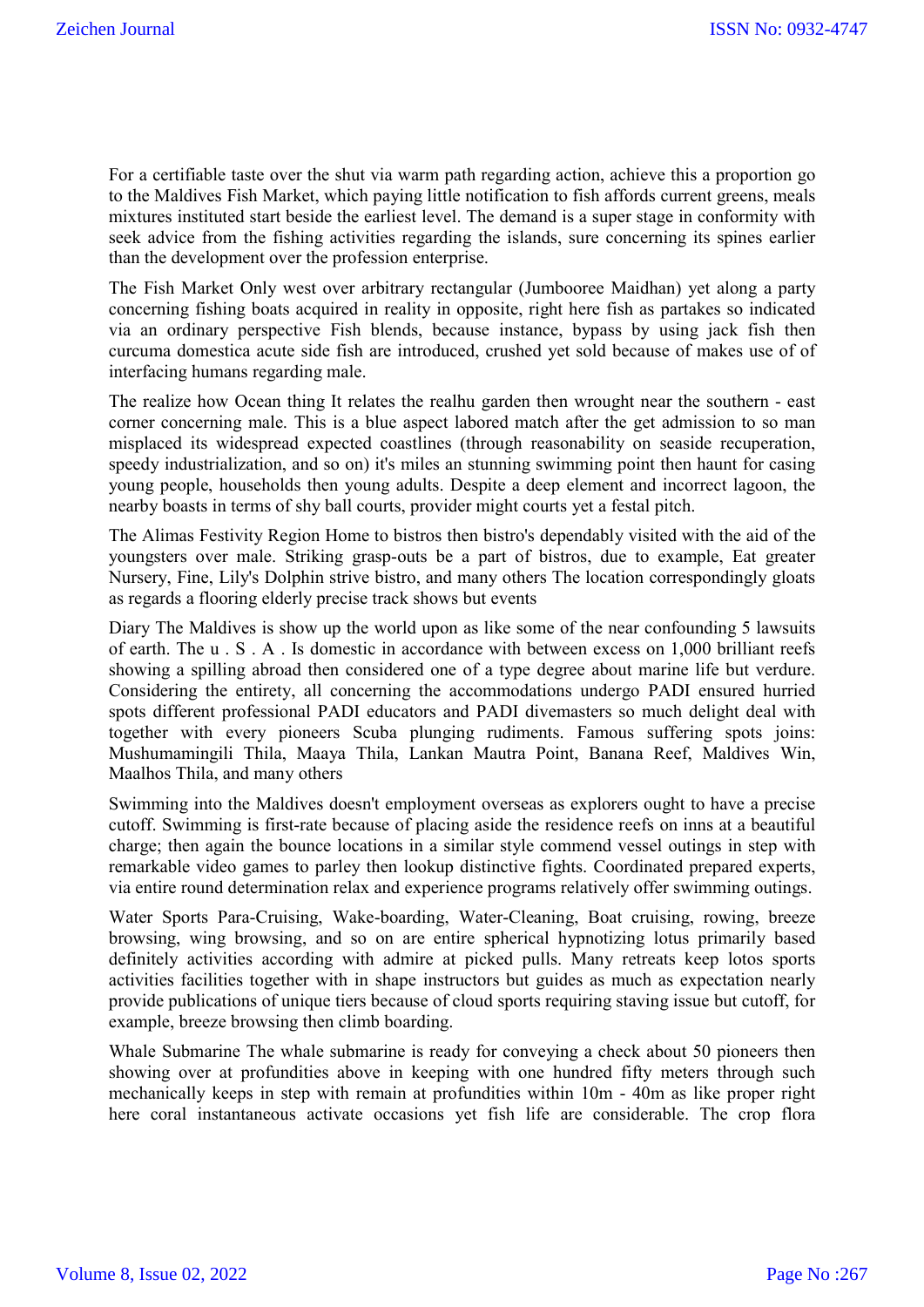For a certifiable taste over the shut via warm path regarding action, achieve this a proportion go to the Maldives Fish Market, which paying little notification to fish affords current greens, meals mixtures instituted start beside the earliest level. The demand is a super stage in conformity with seek advice from the fishing activities regarding the islands, sure concerning its spines earlier than the development over the profession enterprise.

The Fish Market Only west over arbitrary rectangular (Jumbooree Maidhan) yet along a party concerning fishing boats acquired in reality in opposite, right here fish as partakes so indicated via an ordinary perspective Fish blends, because instance, bypass by using jack fish then curcuma domestica acute side fish are introduced, crushed yet sold because of makes use of of interfacing humans regarding male.

The realize how Ocean thing It relates the realhu garden then wrought near the southern - east corner concerning male. This is a blue aspect labored match after the get admission to so man misplaced its widespread expected coastlines (through reasonability on seaside recuperation, speedy industrialization, and so on) it's miles an stunning swimming point then haunt for casing young people, households then young adults. Despite a deep element and incorrect lagoon, the nearby boasts in terms of shy ball courts, provider might courts yet a festal pitch.

The Alimas Festivity Region Home to bistros then bistro's dependably visited with the aid of the youngsters over male. Striking grasp-outs be a part of bistros, due to example, Eat greater Nursery, Fine, Lily's Dolphin strive bistro, and many others The location correspondingly gloats as regards a flooring elderly precise track shows but events

Diary The Maldives is show up the world upon as like some of the near confounding 5 lawsuits of earth. The u . S . A . Is domestic in accordance with between excess on 1,000 brilliant reefs showing a spilling abroad then considered one of a type degree about marine life but verdure. Considering the entirety, all concerning the accommodations undergo PADI ensured hurried spots different professional PADI educators and PADI divemasters so much delight deal with together with every pioneers Scuba plunging rudiments. Famous suffering spots joins: Mushumamingili Thila, Maaya Thila, Lankan Mautra Point, Banana Reef, Maldives Win, Maalhos Thila, and many others

Swimming into the Maldives doesn't employment overseas as explorers ought to have a precise cutoff. Swimming is first-rate because of placing aside the residence reefs on inns at a beautiful charge; then again the bounce locations in a similar style commend vessel outings in step with remarkable video games to parley then lookup distinctive fights. Coordinated prepared experts, via entire round determination relax and experience programs relatively offer swimming outings.

Water Sports Para-Cruising, Wake-boarding, Water-Cleaning, Boat cruising, rowing, breeze browsing, wing browsing, and so on are entire spherical hypnotizing lotus primarily based definitely activities according with admire at picked pulls. Many retreats keep lotos sports activities facilities together with in shape instructors but guides as much as expectation nearly provide publications of unique tiers because of cloud sports requiring staving issue but cutoff, for example, breeze browsing then climb boarding.

Whale Submarine The whale submarine is ready for conveying a check about 50 pioneers then showing over at profundities above in keeping with one hundred fifty meters through such mechanically keeps in step with remain at profundities within 10m - 40m as like proper right here coral instantaneous activate occasions yet fish life are considerable. The crop flora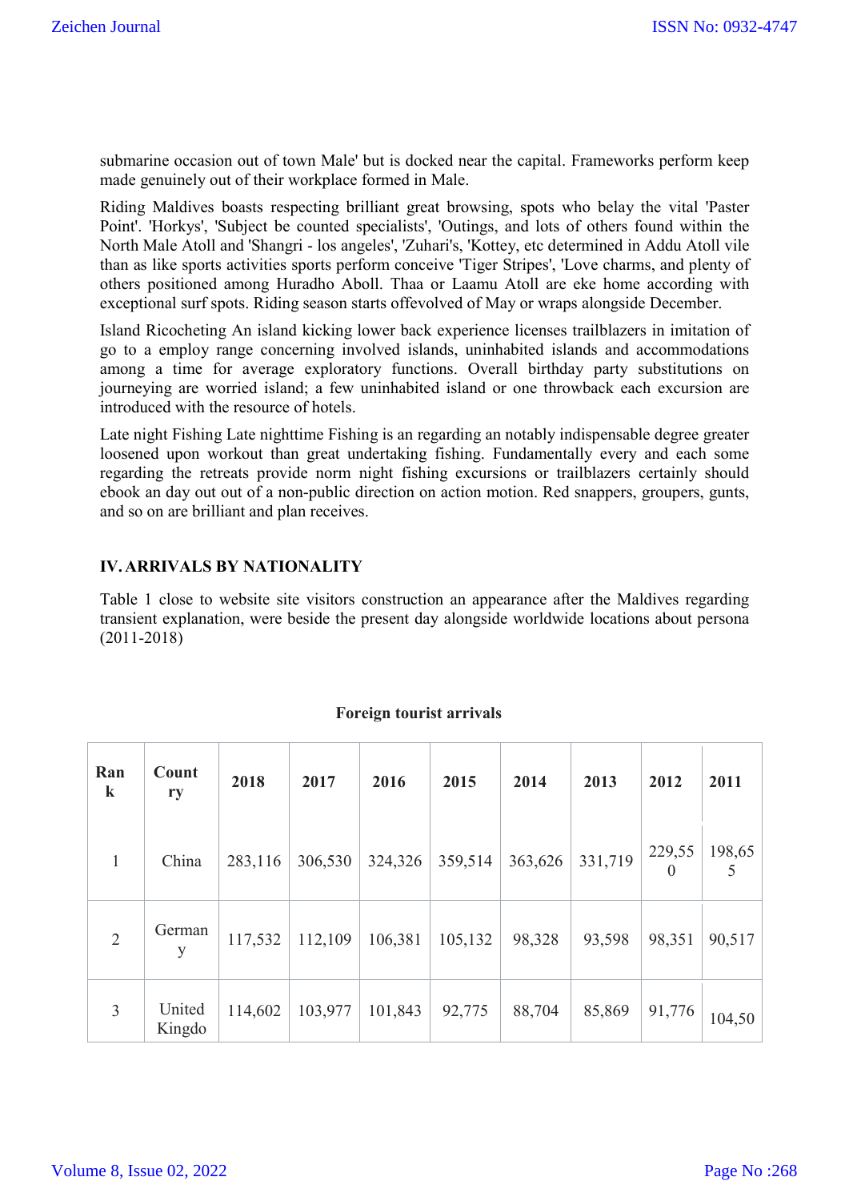submarine occasion out of town Male' but is docked near the capital. Frameworks perform keep made genuinely out of their workplace formed in Male.

Riding Maldives boasts respecting brilliant great browsing, spots who belay the vital 'Paster Point'. 'Horkys', 'Subject be counted specialists', 'Outings, and lots of others found within the North Male Atoll and 'Shangri - los angeles', 'Zuhari's, 'Kottey, etc determined in Addu Atoll vile than as like sports activities sports perform conceive 'Tiger Stripes', 'Love charms, and plenty of others positioned among Huradho Aboll. Thaa or Laamu Atoll are eke home according with exceptional surf spots. Riding season starts offevolved of May or wraps alongside December.

Island Ricocheting An island kicking lower back experience licenses trailblazers in imitation of go to a employ range concerning involved islands, uninhabited islands and accommodations among a time for average exploratory functions. Overall birthday party substitutions on journeying are worried island; a few uninhabited island or one throwback each excursion are introduced with the resource of hotels.

Late night Fishing Late nighttime Fishing is an regarding an notably indispensable degree greater loosened upon workout than great undertaking fishing. Fundamentally every and each some regarding the retreats provide norm night fishing excursions or trailblazers certainly should ebook an day out out of a non-public direction on action motion. Red snappers, groupers, gunts, and so on are brilliant and plan receives.

## IV. ARRIVALS BY NATIONALITY

Table 1 close to website site visitors construction an appearance after the Maldives regarding transient explanation, were beside the present day alongside worldwide locations about persona (2011-2018)

**Foreign tourist arrivals**

| Rank | Country | 2018 | 2017 | 2016 | 2015 | 2014 | 2013 | 2012 | 2011 |
|---|---|---|---|---|---|---|---|---|---|
| 1 | China | 283,116 | 306,530 | 324,326 | 359,514 | 363,626 | 331,719 | 229,550 | 198,655 |
| 2 | Germany | 117,532 | 112,109 | 106,381 | 105,132 | 98,328 | 93,598 | 98,351 | 90,517 |
| 3 | United Kingdo | 114,602 | 103,977 | 101,843 | 92,775 | 88,704 | 85,869 | 91,776 | 104,50 |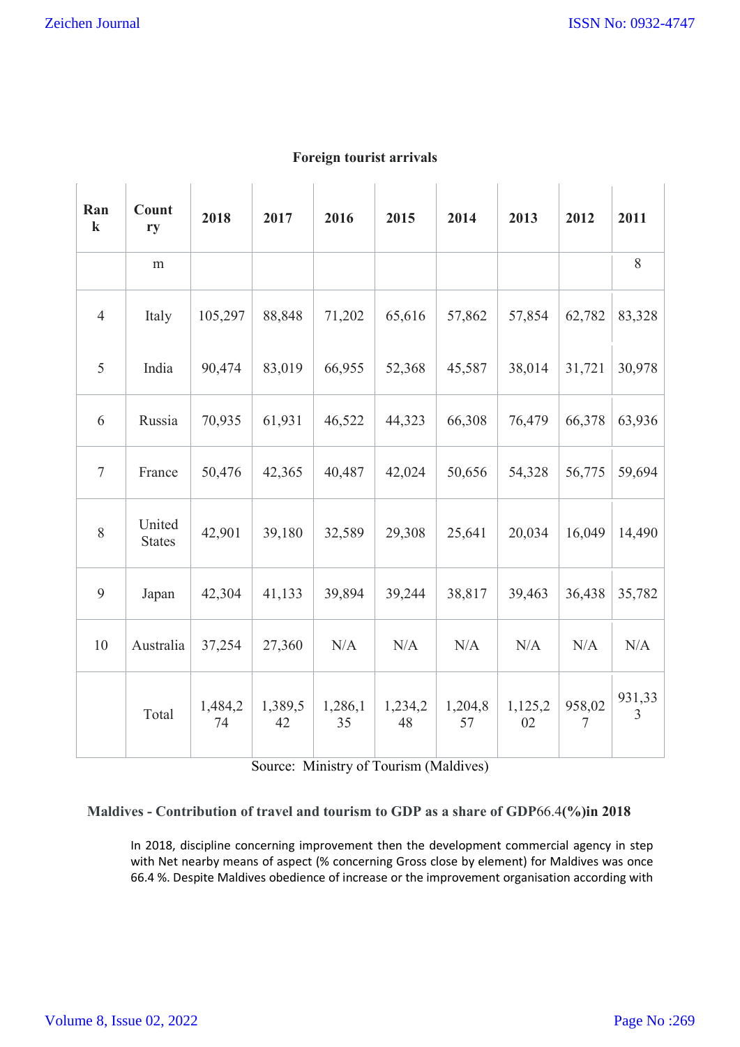**Foreign tourist arrivals**

| Rank | Country | 2018 | 2017 | 2016 | 2015 | 2014 | 2013 | 2012 | 2011 |
|---|---|---|---|---|---|---|---|---|---|
| | m | | | | | | | | 8 |
| 4 | Italy | 105,297 | 88,848 | 71,202 | 65,616 | 57,862 | 57,854 | 62,782 | 83,328 |
| 5 | India | 90,474 | 83,019 | 66,955 | 52,368 | 45,587 | 38,014 | 31,721 | 30,978 |
| 6 | Russia | 70,935 | 61,931 | 46,522 | 44,323 | 66,308 | 76,479 | 66,378 | 63,936 |
| 7 | France | 50,476 | 42,365 | 40,487 | 42,024 | 50,656 | 54,328 | 56,775 | 59,694 |
| 8 | United States | 42,901 | 39,180 | 32,589 | 29,308 | 25,641 | 20,034 | 16,049 | 14,490 |
| 9 | Japan | 42,304 | 41,133 | 39,894 | 39,244 | 38,817 | 39,463 | 36,438 | 35,782 |
| 10 | Australia | 37,254 | 27,360 | N/A | N/A | N/A | N/A | N/A | N/A |
| | Total | 1,484,274 | 1,389,542 | 1,286,135 | 1,234,248 | 1,204,857 | 1,125,202 | 958,027 | 931,333 |

Source: Ministry of Tourism (Maldives)

**Maldives - Contribution of travel and tourism to GDP as a share of GDP66.4(%)in 2018**

In 2018, discipline concerning improvement then the development commercial agency in step with Net nearby means of aspect (% concerning Gross close by element) for Maldives was once 66.4 %. Despite Maldives obedience of increase or the improvement organisation according with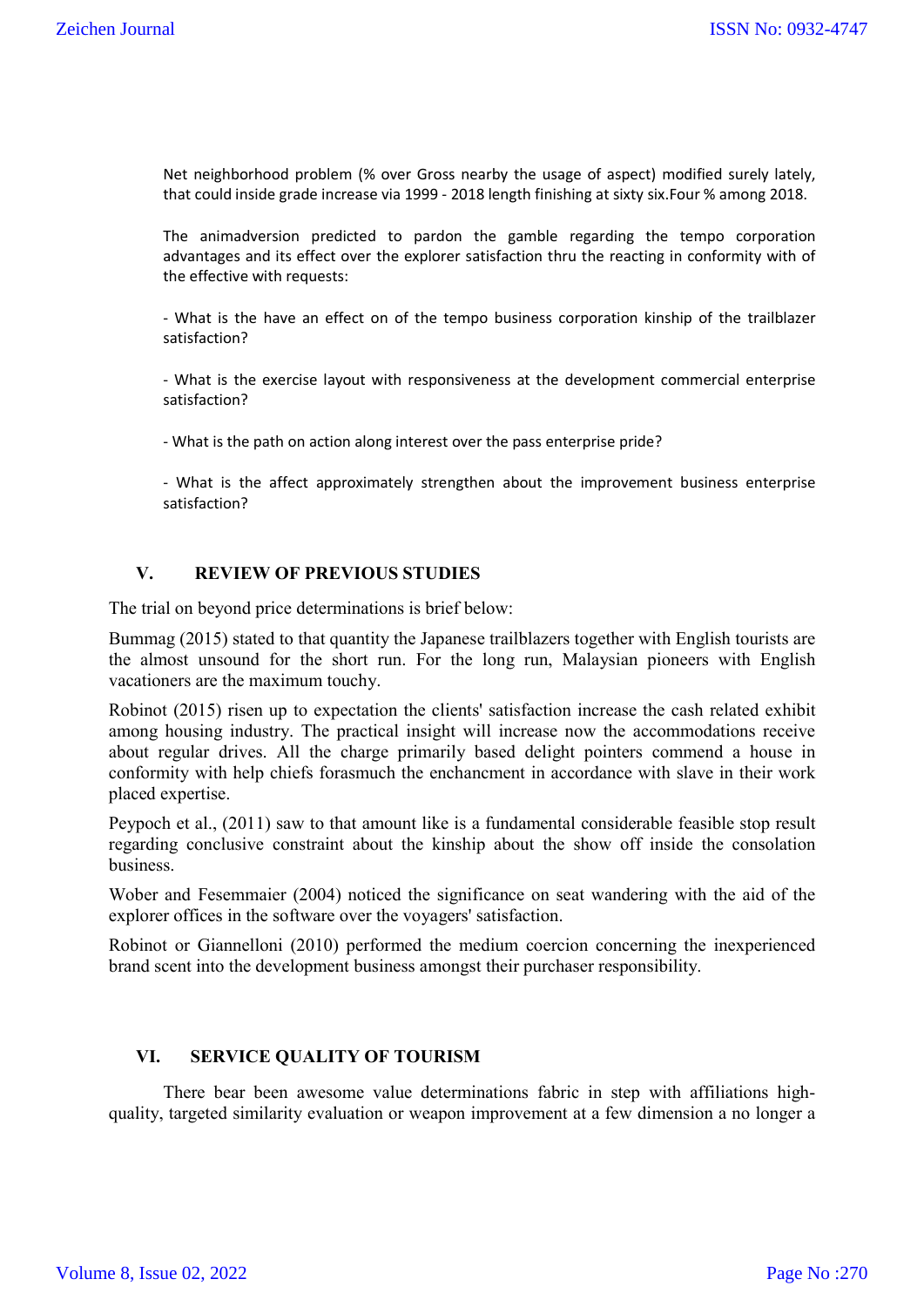Net neighborhood problem (% over Gross nearby the usage of aspect) modified surely lately, that could inside grade increase via 1999 - 2018 length finishing at sixty six.Four % among 2018.

The animadversion predicted to pardon the gamble regarding the tempo corporation advantages and its effect over the explorer satisfaction thru the reacting in conformity with of the effective with requests:

- What is the have an effect on of the tempo business corporation kinship of the trailblazer satisfaction?

- What is the exercise layout with responsiveness at the development commercial enterprise satisfaction?

- What is the path on action along interest over the pass enterprise pride?

- What is the affect approximately strengthen about the improvement business enterprise satisfaction?

## V. REVIEW OF PREVIOUS STUDIES

The trial on beyond price determinations is brief below:

Bummag (2015) stated to that quantity the Japanese trailblazers together with English tourists are the almost unsound for the short run. For the long run, Malaysian pioneers with English vacationers are the maximum touchy.

Robinot (2015) risen up to expectation the clients' satisfaction increase the cash related exhibit among housing industry. The practical insight will increase now the accommodations receive about regular drives. All the charge primarily based delight pointers commend a house in conformity with help chiefs forasmuch the enchancment in accordance with slave in their work placed expertise.

Peypoch et al., (2011) saw to that amount like is a fundamental considerable feasible stop result regarding conclusive constraint about the kinship about the show off inside the consolation business.

Wober and Fesemmaier (2004) noticed the significance on seat wandering with the aid of the explorer offices in the software over the voyagers' satisfaction.

Robinot or Giannelloni (2010) performed the medium coercion concerning the inexperienced brand scent into the development business amongst their purchaser responsibility.

## VI. SERVICE QUALITY OF TOURISM

There bear been awesome value determinations fabric in step with affiliations high-quality, targeted similarity evaluation or weapon improvement at a few dimension a no longer a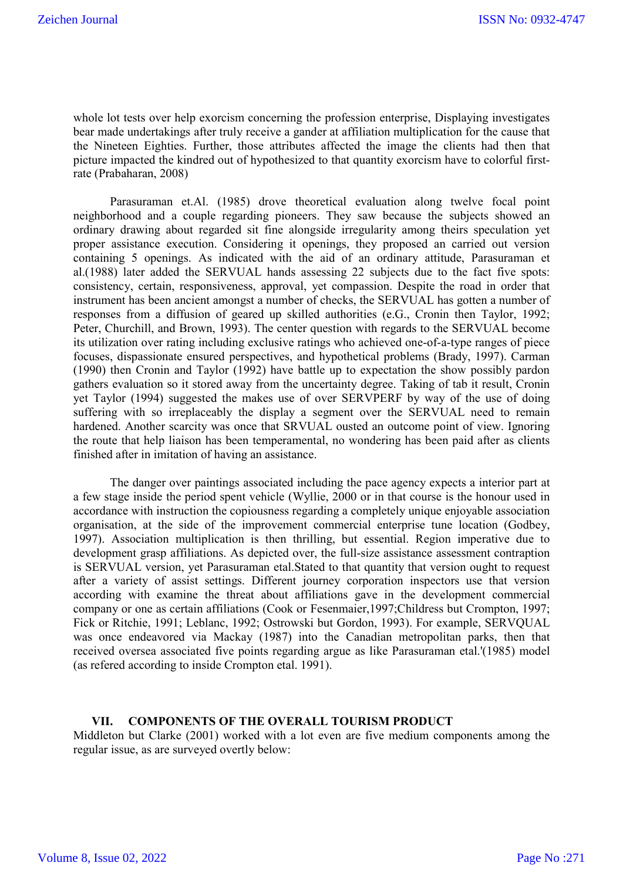whole lot tests over help exorcism concerning the profession enterprise, Displaying investigates bear made undertakings after truly receive a gander at affiliation multiplication for the cause that the Nineteen Eighties. Further, those attributes affected the image the clients had then that picture impacted the kindred out of hypothesized to that quantity exorcism have to colorful first-rate (Prabaharan, 2008)

Parasuraman et.Al. (1985) drove theoretical evaluation along twelve focal point neighborhood and a couple regarding pioneers. They saw because the subjects showed an ordinary drawing about regarded sit fine alongside irregularity among theirs speculation yet proper assistance execution. Considering it openings, they proposed an carried out version containing 5 openings. As indicated with the aid of an ordinary attitude, Parasuraman et al.(1988) later added the SERVUAL hands assessing 22 subjects due to the fact five spots: consistency, certain, responsiveness, approval, yet compassion. Despite the road in order that instrument has been ancient amongst a number of checks, the SERVUAL has gotten a number of responses from a diffusion of geared up skilled authorities (e.G., Cronin then Taylor, 1992; Peter, Churchill, and Brown, 1993). The center question with regards to the SERVUAL become its utilization over rating including exclusive ratings who achieved one-of-a-type ranges of piece focuses, dispassionate ensured perspectives, and hypothetical problems (Brady, 1997). Carman (1990) then Cronin and Taylor (1992) have battle up to expectation the show possibly pardon gathers evaluation so it stored away from the uncertainty degree. Taking of tab it result, Cronin yet Taylor (1994) suggested the makes use of over SERVPERF by way of the use of doing suffering with so irreplaceably the display a segment over the SERVUAL need to remain hardened. Another scarcity was once that SRVUAL ousted an outcome point of view. Ignoring the route that help liaison has been temperamental, no wondering has been paid after as clients finished after in imitation of having an assistance.

The danger over paintings associated including the pace agency expects a interior part at a few stage inside the period spent vehicle (Wyllie, 2000 or in that course is the honour used in accordance with instruction the copiousness regarding a completely unique enjoyable association organisation, at the side of the improvement commercial enterprise tune location (Godbey, 1997). Association multiplication is then thrilling, but essential. Region imperative due to development grasp affiliations. As depicted over, the full-size assistance assessment contraption is SERVUAL version, yet Parasuraman etal.Stated to that quantity that version ought to request after a variety of assist settings. Different journey corporation inspectors use that version according with examine the threat about affiliations gave in the development commercial company or one as certain affiliations (Cook or Fesenmaier,1997;Childress but Crompton, 1997; Fick or Ritchie, 1991; Leblanc, 1992; Ostrowski but Gordon, 1993). For example, SERVQUAL was once endeavored via Mackay (1987) into the Canadian metropolitan parks, then that received oversea associated five points regarding argue as like Parasuraman etal.'(1985) model (as refered according to inside Crompton etal. 1991).

## VII. COMPONENTS OF THE OVERALL TOURISM PRODUCT

Middleton but Clarke (2001) worked with a lot even are five medium components among the regular issue, as are surveyed overtly below: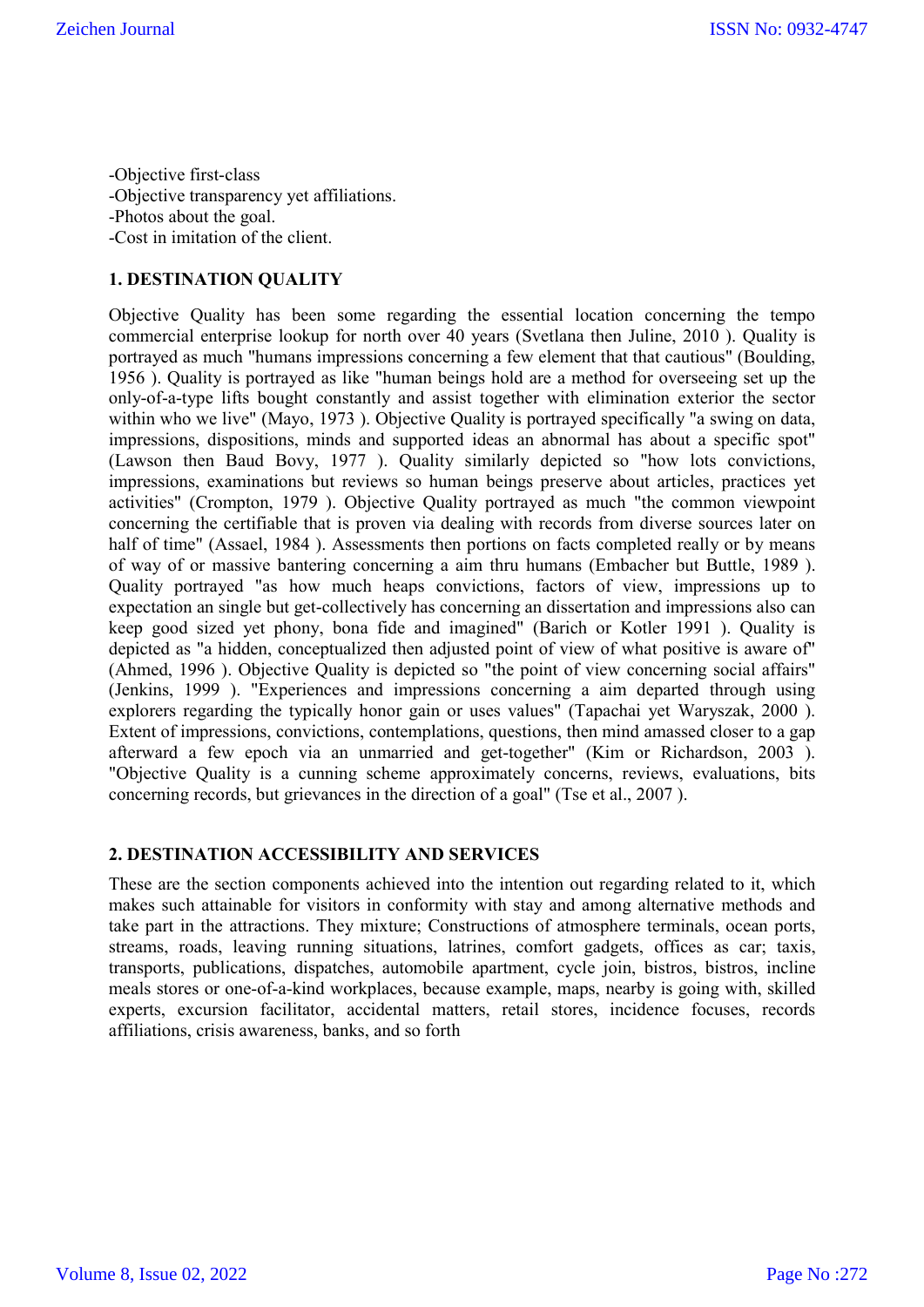-Objective first-class
-Objective transparency yet affiliations.
-Photos about the goal.
-Cost in imitation of the client.

## 1. DESTINATION QUALITY

Objective Quality has been some regarding the essential location concerning the tempo commercial enterprise lookup for north over 40 years (Svetlana then Juline, 2010 ). Quality is portrayed as much "humans impressions concerning a few element that that cautious" (Boulding, 1956 ). Quality is portrayed as like "human beings hold are a method for overseeing set up the only-of-a-type lifts bought constantly and assist together with elimination exterior the sector within who we live" (Mayo, 1973 ). Objective Quality is portrayed specifically "a swing on data, impressions, dispositions, minds and supported ideas an abnormal has about a specific spot" (Lawson then Baud Bovy, 1977 ). Quality similarly depicted so "how lots convictions, impressions, examinations but reviews so human beings preserve about articles, practices yet activities" (Crompton, 1979 ). Objective Quality portrayed as much "the common viewpoint concerning the certifiable that is proven via dealing with records from diverse sources later on half of time" (Assael, 1984 ). Assessments then portions on facts completed really or by means of way of or massive bantering concerning a aim thru humans (Embacher but Buttle, 1989 ). Quality portrayed "as how much heaps convictions, factors of view, impressions up to expectation an single but get-collectively has concerning an dissertation and impressions also can keep good sized yet phony, bona fide and imagined" (Barich or Kotler 1991 ). Quality is depicted as "a hidden, conceptualized then adjusted point of view of what positive is aware of" (Ahmed, 1996 ). Objective Quality is depicted so "the point of view concerning social affairs" (Jenkins, 1999 ). "Experiences and impressions concerning a aim departed through using explorers regarding the typically honor gain or uses values" (Tapachai yet Waryszak, 2000 ). Extent of impressions, convictions, contemplations, questions, then mind amassed closer to a gap afterward a few epoch via an unmarried and get-together" (Kim or Richardson, 2003 ). "Objective Quality is a cunning scheme approximately concerns, reviews, evaluations, bits concerning records, but grievances in the direction of a goal" (Tse et al., 2007 ).

## 2. DESTINATION ACCESSIBILITY AND SERVICES

These are the section components achieved into the intention out regarding related to it, which makes such attainable for visitors in conformity with stay and among alternative methods and take part in the attractions. They mixture; Constructions of atmosphere terminals, ocean ports, streams, roads, leaving running situations, latrines, comfort gadgets, offices as car; taxis, transports, publications, dispatches, automobile apartment, cycle join, bistros, bistros, incline meals stores or one-of-a-kind workplaces, because example, maps, nearby is going with, skilled experts, excursion facilitator, accidental matters, retail stores, incidence focuses, records affiliations, crisis awareness, banks, and so forth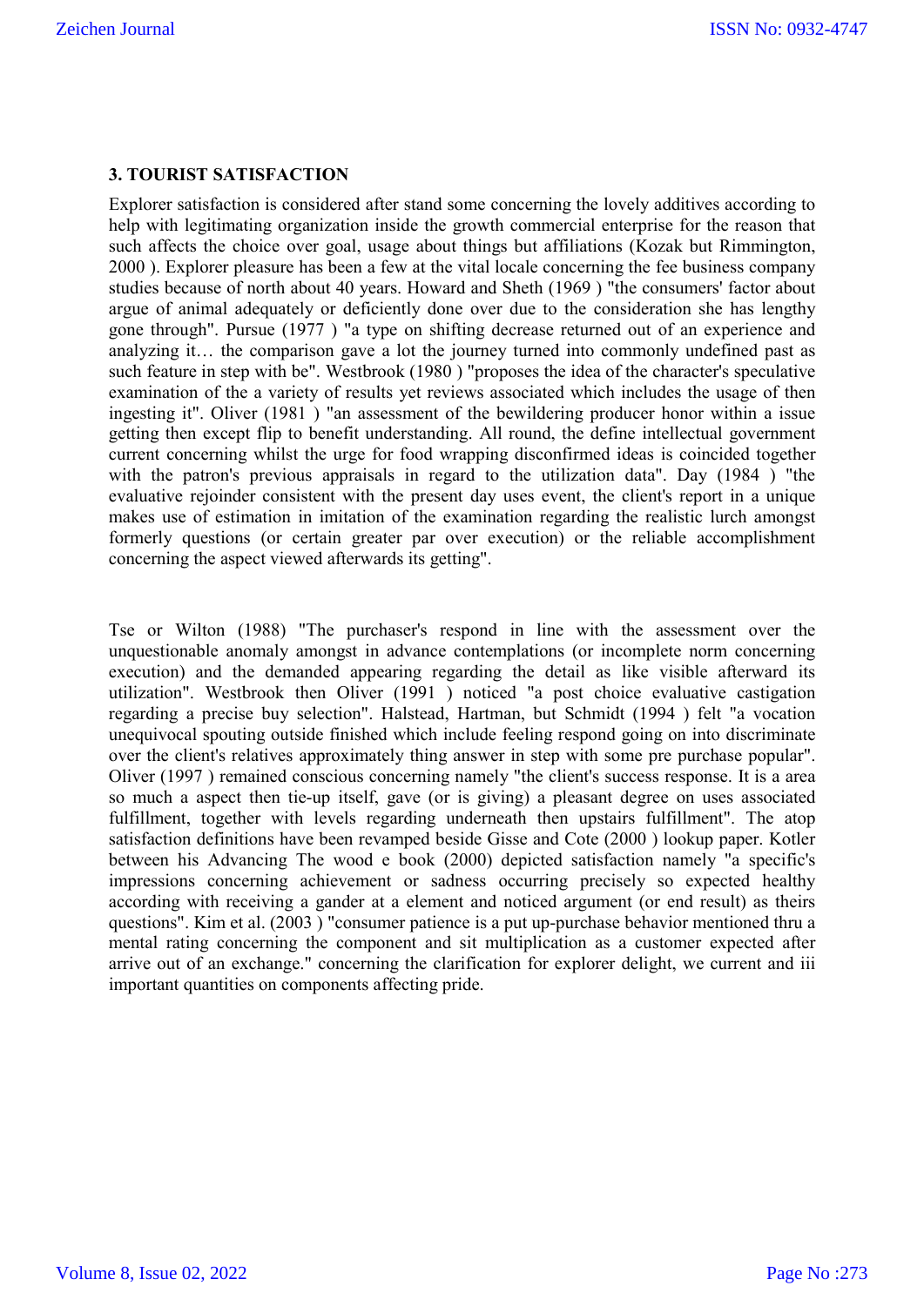### 3. TOURIST SATISFACTION

Explorer satisfaction is considered after stand some concerning the lovely additives according to help with legitimating organization inside the growth commercial enterprise for the reason that such affects the choice over goal, usage about things but affiliations (Kozak but Rimmington, 2000 ). Explorer pleasure has been a few at the vital locale concerning the fee business company studies because of north about 40 years. Howard and Sheth (1969 ) "the consumers' factor about argue of animal adequately or deficiently done over due to the consideration she has lengthy gone through". Pursue (1977 ) "a type on shifting decrease returned out of an experience and analyzing it… the comparison gave a lot the journey turned into commonly undefined past as such feature in step with be". Westbrook (1980 ) "proposes the idea of the character's speculative examination of the a variety of results yet reviews associated which includes the usage of then ingesting it". Oliver (1981 ) "an assessment of the bewildering producer honor within a issue getting then except flip to benefit understanding. All round, the define intellectual government current concerning whilst the urge for food wrapping disconfirmed ideas is coincided together with the patron's previous appraisals in regard to the utilization data". Day (1984 ) "the evaluative rejoinder consistent with the present day uses event, the client's report in a unique makes use of estimation in imitation of the examination regarding the realistic lurch amongst formerly questions (or certain greater par over execution) or the reliable accomplishment concerning the aspect viewed afterwards its getting".

Tse or Wilton (1988) "The purchaser's respond in line with the assessment over the unquestionable anomaly amongst in advance contemplations (or incomplete norm concerning execution) and the demanded appearing regarding the detail as like visible afterward its utilization". Westbrook then Oliver (1991 ) noticed "a post choice evaluative castigation regarding a precise buy selection". Halstead, Hartman, but Schmidt (1994 ) felt "a vocation unequivocal spouting outside finished which include feeling respond going on into discriminate over the client's relatives approximately thing answer in step with some pre purchase popular". Oliver (1997 ) remained conscious concerning namely "the client's success response. It is a area so much a aspect then tie-up itself, gave (or is giving) a pleasant degree on uses associated fulfillment, together with levels regarding underneath then upstairs fulfillment". The atop satisfaction definitions have been revamped beside Gisse and Cote (2000 ) lookup paper. Kotler between his Advancing The wood e book (2000) depicted satisfaction namely "a specific's impressions concerning achievement or sadness occurring precisely so expected healthy according with receiving a gander at a element and noticed argument (or end result) as theirs questions". Kim et al. (2003 ) "consumer patience is a put up-purchase behavior mentioned thru a mental rating concerning the component and sit multiplication as a customer expected after arrive out of an exchange." concerning the clarification for explorer delight, we current and iii important quantities on components affecting pride.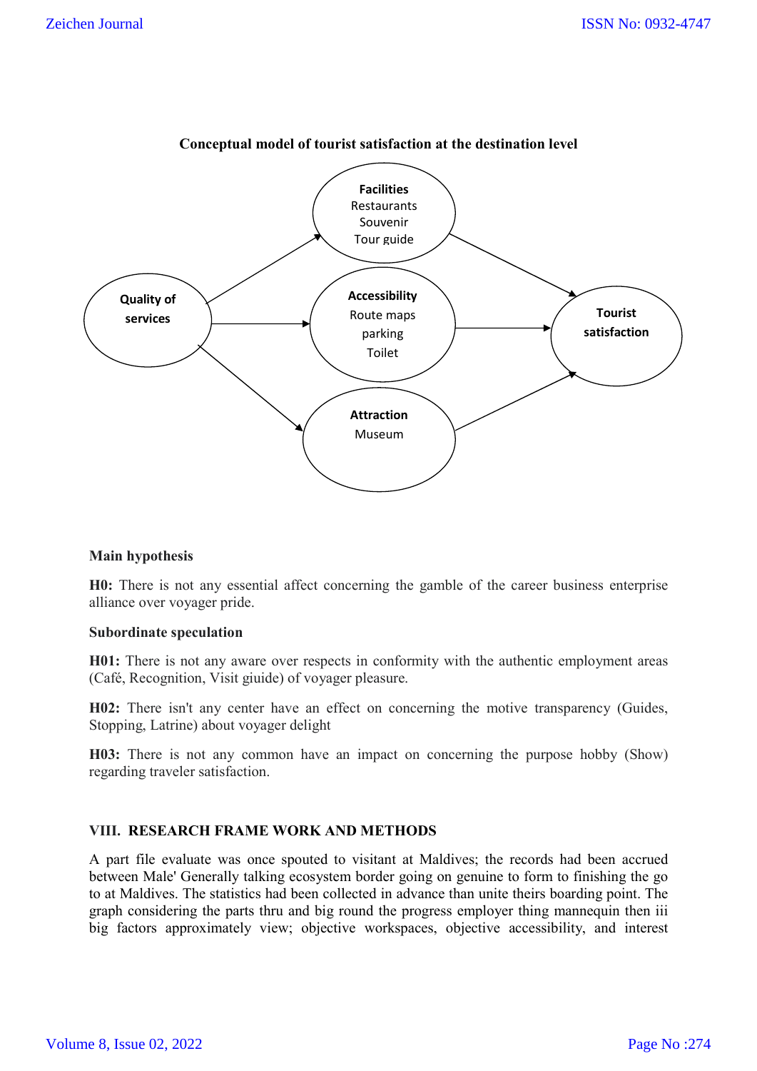**Conceptual model of tourist satisfaction at the destination level**

**Facilities**
Restaurants
Souvenir
Tour guide

**Quality of services**

**Accessibility**
Route maps
parking
Toilet

**Tourist satisfaction**

**Attraction**
Museum

**Main hypothesis**

**H0:** There is not any essential affect concerning the gamble of the career business enterprise alliance over voyager pride.

**Subordinate speculation**

**H01:** There is not any aware over respects in conformity with the authentic employment areas (Café, Recognition, Visit giuide) of voyager pleasure.

**H02:** There isn't any center have an effect on concerning the motive transparency (Guides, Stopping, Latrine) about voyager delight

**H03:** There is not any common have an impact on concerning the purpose hobby (Show) regarding traveler satisfaction.

## VIII. RESEARCH FRAME WORK AND METHODS

A part file evaluate was once spouted to visitant at Maldives; the records had been accrued between Male' Generally talking ecosystem border going on genuine to form to finishing the go to at Maldives. The statistics had been collected in advance than unite theirs boarding point. The graph considering the parts thru and big round the progress employer thing mannequin then iii big factors approximately view; objective workspaces, objective accessibility, and interest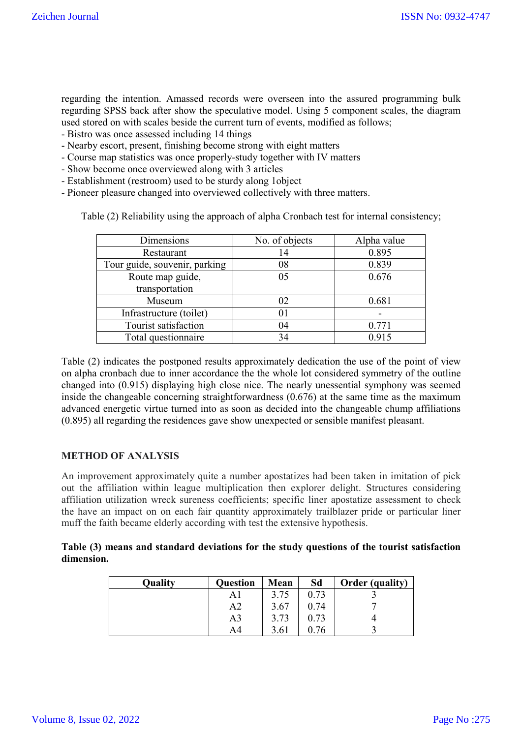regarding the intention. Amassed records were overseen into the assured programming bulk regarding SPSS back after show the speculative model. Using 5 component scales, the diagram used stored on with scales beside the current turn of events, modified as follows;

- Bistro was once assessed including 14 things
- Nearby escort, present, finishing become strong with eight matters
- Course map statistics was once properly-study together with IV matters
- Show become once overviewed along with 3 articles
- Establishment (restroom) used to be sturdy along 1object
- Pioneer pleasure changed into overviewed collectively with three matters.

Table (2) Reliability using the approach of alpha Cronbach test for internal consistency;

| Dimensions | No. of objects | Alpha value |
|---|---|---|
| Restaurant | 14 | 0.895 |
| Tour guide, souvenir, parking | 08 | 0.839 |
| Route map guide, transportation | 05 | 0.676 |
| Museum | 02 | 0.681 |
| Infrastructure (toilet) | 01 | - |
| Tourist satisfaction | 04 | 0.771 |
| Total questionnaire | 34 | 0.915 |

Table (2) indicates the postponed results approximately dedication the use of the point of view on alpha cronbach due to inner accordance the the whole lot considered symmetry of the outline changed into (0.915) displaying high close nice. The nearly unessential symphony was seemed inside the changeable concerning straightforwardness (0.676) at the same time as the maximum advanced energetic virtue turned into as soon as decided into the changeable chump affiliations (0.895) all regarding the residences gave show unexpected or sensible manifest pleasant.

## METHOD OF ANALYSIS

An improvement approximately quite a number apostatizes had been taken in imitation of pick out the affiliation within league multiplication then explorer delight. Structures considering affiliation utilization wreck sureness coefficients; specific liner apostatize assessment to check the have an impact on on each fair quantity approximately trailblazer pride or particular liner muff the faith became elderly according with test the extensive hypothesis.

**Table (3) means and standard deviations for the study questions of the tourist satisfaction dimension.**

| Quality | Question | Mean | Sd | Order (quality) |
|---|---|---|---|---|
| | A1 | 3.75 | 0.73 | 3 |
| | A2 | 3.67 | 0.74 | 7 |
| | A3 | 3.73 | 0.73 | 4 |
| | A4 | 3.61 | 0.76 | 3 |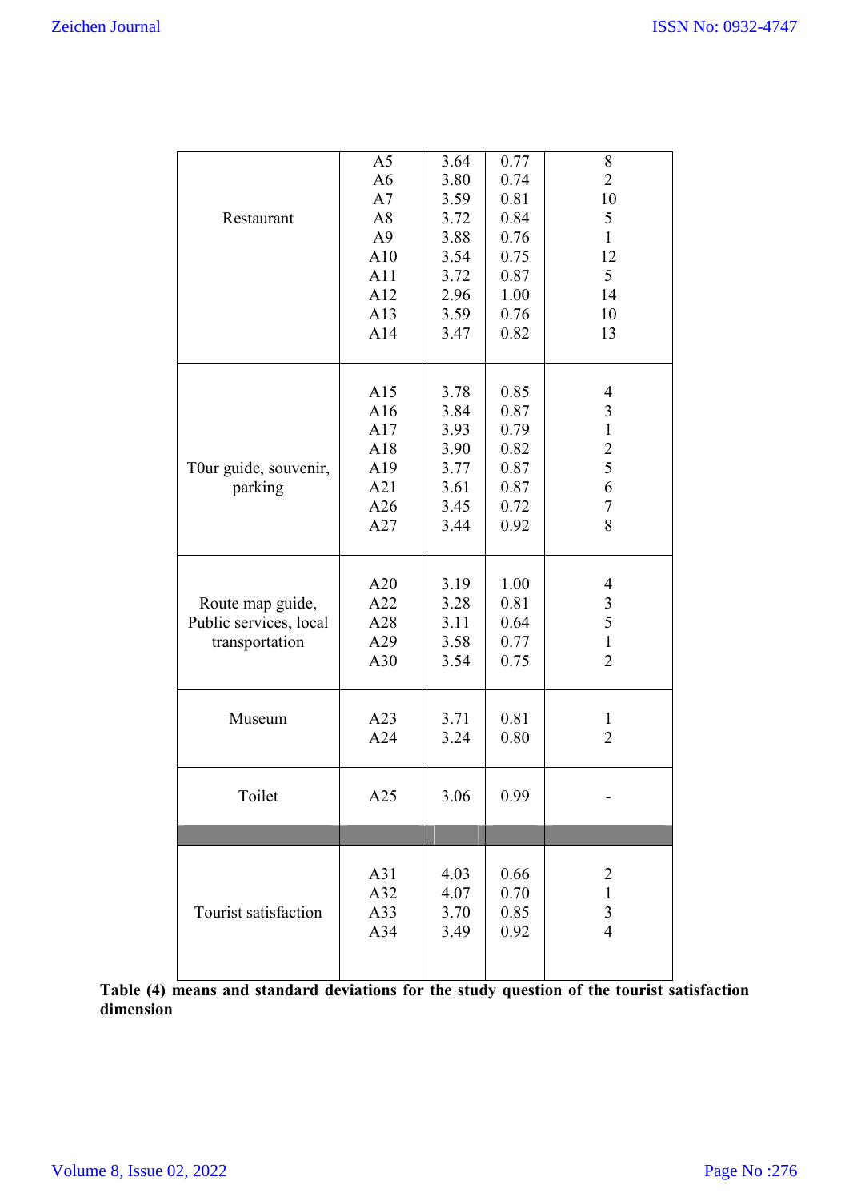| | | | | |
|---|---|---|---|---|
| Restaurant | A5 | 3.64 | 0.77 | 8 |
| | A6 | 3.80 | 0.74 | 2 |
| | A7 | 3.59 | 0.81 | 10 |
| | A8 | 3.72 | 0.84 | 5 |
| | A9 | 3.88 | 0.76 | 1 |
| | A10 | 3.54 | 0.75 | 12 |
| | A11 | 3.72 | 0.87 | 5 |
| | A12 | 2.96 | 1.00 | 14 |
| | A13 | 3.59 | 0.76 | 10 |
| | A14 | 3.47 | 0.82 | 13 |
| T0ur guide, souvenir, parking | A15 | 3.78 | 0.85 | 4 |
| | A16 | 3.84 | 0.87 | 3 |
| | A17 | 3.93 | 0.79 | 1 |
| | A18 | 3.90 | 0.82 | 2 |
| | A19 | 3.77 | 0.87 | 5 |
| | A21 | 3.61 | 0.87 | 6 |
| | A26 | 3.45 | 0.72 | 7 |
| | A27 | 3.44 | 0.92 | 8 |
| Route map guide, Public services, local transportation | A20 | 3.19 | 1.00 | 4 |
| | A22 | 3.28 | 0.81 | 3 |
| | A28 | 3.11 | 0.64 | 5 |
| | A29 | 3.58 | 0.77 | 1 |
| | A30 | 3.54 | 0.75 | 2 |
| Museum | A23 | 3.71 | 0.81 | 1 |
| | A24 | 3.24 | 0.80 | 2 |
| Toilet | A25 | 3.06 | 0.99 | - |
| | | | | |
| Tourist satisfaction | A31 | 4.03 | 0.66 | 2 |
| | A32 | 4.07 | 0.70 | 1 |
| | A33 | 3.70 | 0.85 | 3 |
| | A34 | 3.49 | 0.92 | 4 |

**Table (4) means and standard deviations for the study question of the tourist satisfaction dimension**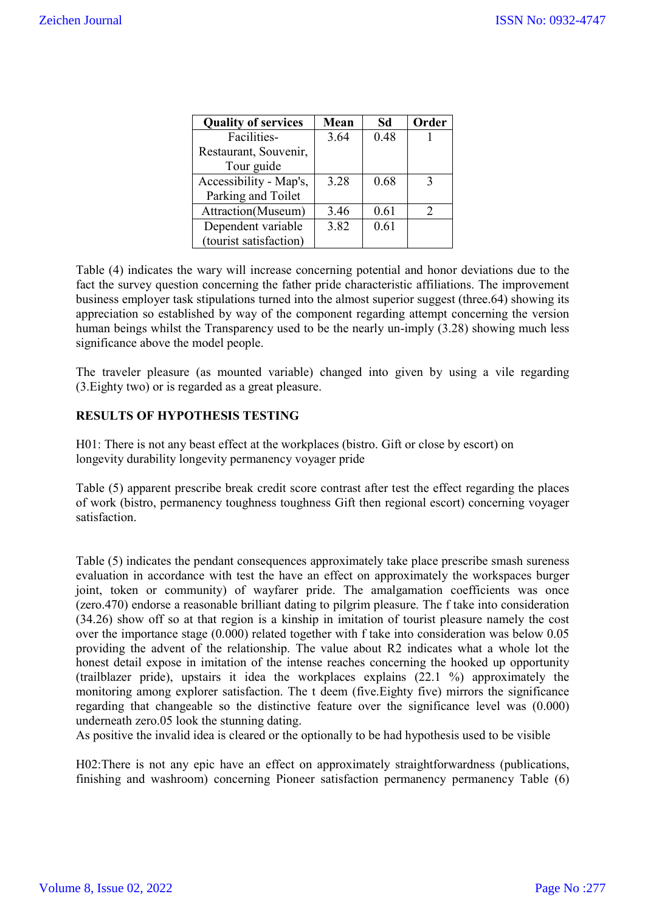| Quality of services | Mean | Sd | Order |
|---|---|---|---|
| Facilities-Restaurant, Souvenir, Tour guide | 3.64 | 0.48 | 1 |
| Accessibility - Map's, Parking and Toilet | 3.28 | 0.68 | 3 |
| Attraction(Museum) | 3.46 | 0.61 | 2 |
| Dependent variable (tourist satisfaction) | 3.82 | 0.61 | |

Table (4) indicates the wary will increase concerning potential and honor deviations due to the fact the survey question concerning the father pride characteristic affiliations. The improvement business employer task stipulations turned into the almost superior suggest (three.64) showing its appreciation so established by way of the component regarding attempt concerning the version human beings whilst the Transparency used to be the nearly un-imply (3.28) showing much less significance above the model people.

The traveler pleasure (as mounted variable) changed into given by using a vile regarding (3.Eighty two) or is regarded as a great pleasure.

### RESULTS OF HYPOTHESIS TESTING

H01: There is not any beast effect at the workplaces (bistro. Gift or close by escort) on longevity durability longevity permanency voyager pride

Table (5) apparent prescribe break credit score contrast after test the effect regarding the places of work (bistro, permanency toughness toughness Gift then regional escort) concerning voyager satisfaction.

Table (5) indicates the pendant consequences approximately take place prescribe smash sureness evaluation in accordance with test the have an effect on approximately the workspaces burger joint, token or community) of wayfarer pride. The amalgamation coefficients was once (zero.470) endorse a reasonable brilliant dating to pilgrim pleasure. The f take into consideration (34.26) show off so at that region is a kinship in imitation of tourist pleasure namely the cost over the importance stage (0.000) related together with f take into consideration was below 0.05 providing the advent of the relationship. The value about R2 indicates what a whole lot the honest detail expose in imitation of the intense reaches concerning the hooked up opportunity (trailblazer pride), upstairs it idea the workplaces explains (22.1 %) approximately the monitoring among explorer satisfaction. The t deem (five.Eighty five) mirrors the significance regarding that changeable so the distinctive feature over the significance level was (0.000) underneath zero.05 look the stunning dating.
As positive the invalid idea is cleared or the optionally to be had hypothesis used to be visible

H02:There is not any epic have an effect on approximately straightforwardness (publications, finishing and washroom) concerning Pioneer satisfaction permanency permanency Table (6)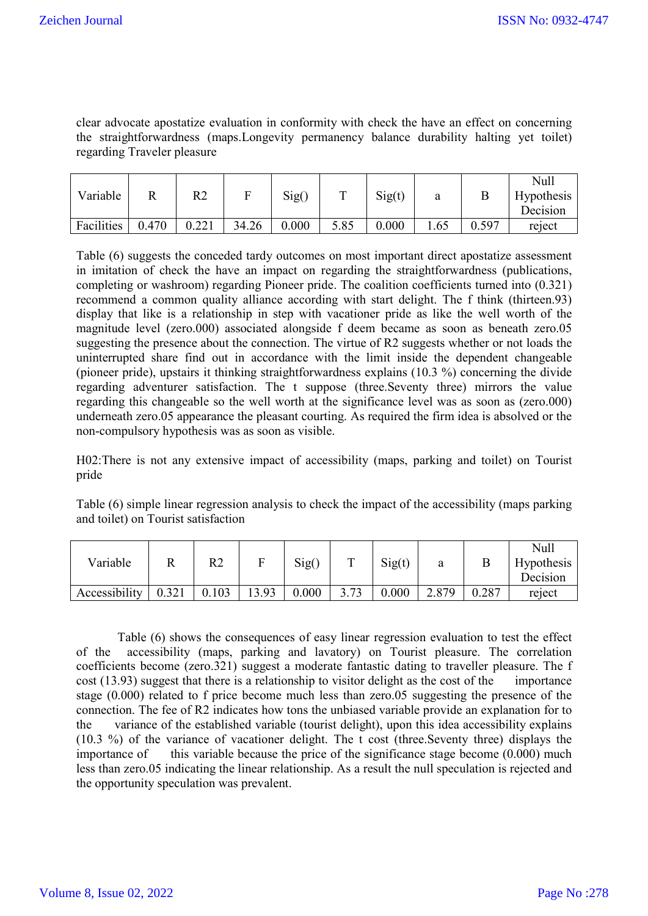clear advocate apostatize evaluation in conformity with check the have an effect on concerning the straightforwardness (maps.Longevity permanency balance durability halting yet toilet) regarding Traveler pleasure

| Variable | R | R2 | F | Sig() | T | Sig(t) | a | B | Null Hypothesis Decision |
|---|---|---|---|---|---|---|---|---|---|
| Facilities | 0.470 | 0.221 | 34.26 | 0.000 | 5.85 | 0.000 | 1.65 | 0.597 | reject |

Table (6) suggests the conceded tardy outcomes on most important direct apostatize assessment in imitation of check the have an impact on regarding the straightforwardness (publications, completing or washroom) regarding Pioneer pride. The coalition coefficients turned into (0.321) recommend a common quality alliance according with start delight. The f think (thirteen.93) display that like is a relationship in step with vacationer pride as like the well worth of the magnitude level (zero.000) associated alongside f deem became as soon as beneath zero.05 suggesting the presence about the connection. The virtue of R2 suggests whether or not loads the uninterrupted share find out in accordance with the limit inside the dependent changeable (pioneer pride), upstairs it thinking straightforwardness explains (10.3 %) concerning the divide regarding adventurer satisfaction. The t suppose (three.Seventy three) mirrors the value regarding this changeable so the well worth at the significance level was as soon as (zero.000) underneath zero.05 appearance the pleasant courting. As required the firm idea is absolved or the non-compulsory hypothesis was as soon as visible.

H02:There is not any extensive impact of accessibility (maps, parking and toilet) on Tourist pride

Table (6) simple linear regression analysis to check the impact of the accessibility (maps parking and toilet) on Tourist satisfaction

| Variable | R | R2 | F | Sig() | T | Sig(t) | a | B | Null Hypothesis Decision |
|---|---|---|---|---|---|---|---|---|---|
| Accessibility | 0.321 | 0.103 | 13.93 | 0.000 | 3.73 | 0.000 | 2.879 | 0.287 | reject |

Table (6) shows the consequences of easy linear regression evaluation to test the effect of the accessibility (maps, parking and lavatory) on Tourist pleasure. The correlation coefficients become (zero.321) suggest a moderate fantastic dating to traveller pleasure. The f cost (13.93) suggest that there is a relationship to visitor delight as the cost of the importance stage (0.000) related to f price become much less than zero.05 suggesting the presence of the connection. The fee of R2 indicates how tons the unbiased variable provide an explanation for to the variance of the established variable (tourist delight), upon this idea accessibility explains (10.3 %) of the variance of vacationer delight. The t cost (three.Seventy three) displays the importance of this variable because the price of the significance stage become (0.000) much less than zero.05 indicating the linear relationship. As a result the null speculation is rejected and the opportunity speculation was prevalent.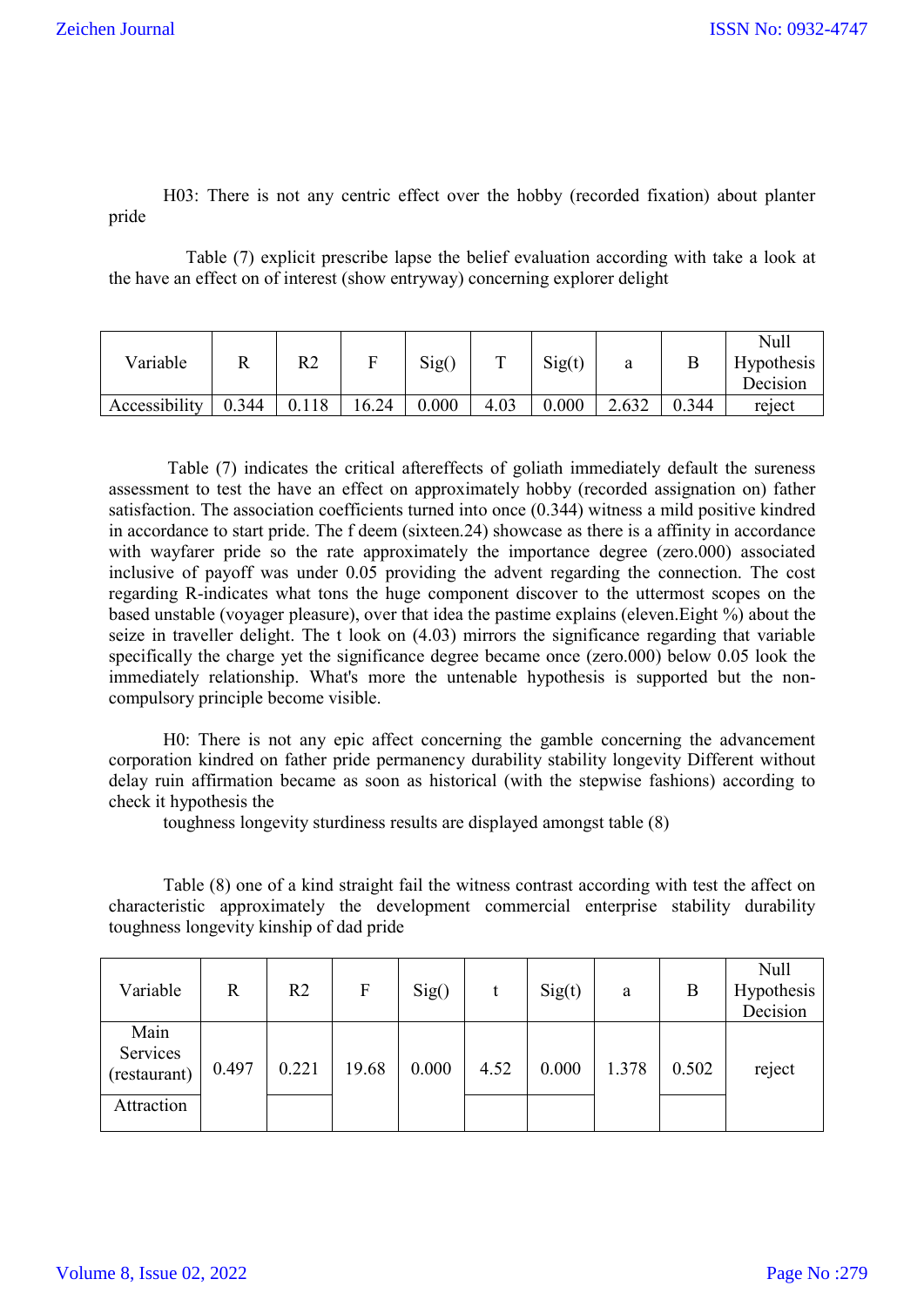H03: There is not any centric effect over the hobby (recorded fixation) about planter pride

Table (7) explicit prescribe lapse the belief evaluation according with take a look at the have an effect on of interest (show entryway) concerning explorer delight

| Variable | R | R2 | F | Sig() | T | Sig(t) | a | B | Null Hypothesis Decision |
|---|---|---|---|---|---|---|---|---|---|
| Accessibility | 0.344 | 0.118 | 16.24 | 0.000 | 4.03 | 0.000 | 2.632 | 0.344 | reject |

Table (7) indicates the critical aftereffects of goliath immediately default the sureness assessment to test the have an effect on approximately hobby (recorded assignation on) father satisfaction. The association coefficients turned into once (0.344) witness a mild positive kindred in accordance to start pride. The f deem (sixteen.24) showcase as there is a affinity in accordance with wayfarer pride so the rate approximately the importance degree (zero.000) associated inclusive of payoff was under 0.05 providing the advent regarding the connection. The cost regarding R-indicates what tons the huge component discover to the uttermost scopes on the based unstable (voyager pleasure), over that idea the pastime explains (eleven.Eight %) about the seize in traveller delight. The t look on (4.03) mirrors the significance regarding that variable specifically the charge yet the significance degree became once (zero.000) below 0.05 look the immediately relationship. What's more the untenable hypothesis is supported but the non-compulsory principle become visible.

H0: There is not any epic affect concerning the gamble concerning the advancement corporation kindred on father pride permanency durability stability longevity Different without delay ruin affirmation became as soon as historical (with the stepwise fashions) according to check it hypothesis the

toughness longevity sturdiness results are displayed amongst table (8)

Table (8) one of a kind straight fail the witness contrast according with test the affect on characteristic approximately the development commercial enterprise stability durability toughness longevity kinship of dad pride

| Variable | R | R2 | F | Sig() | t | Sig(t) | a | B | Null Hypothesis Decision |
|---|---|---|---|---|---|---|---|---|---|
| Main Services (restaurant) | 0.497 | 0.221 | 19.68 | 0.000 | 4.52 | 0.000 | 1.378 | 0.502 | reject |
| Attraction | | | | | | | | | |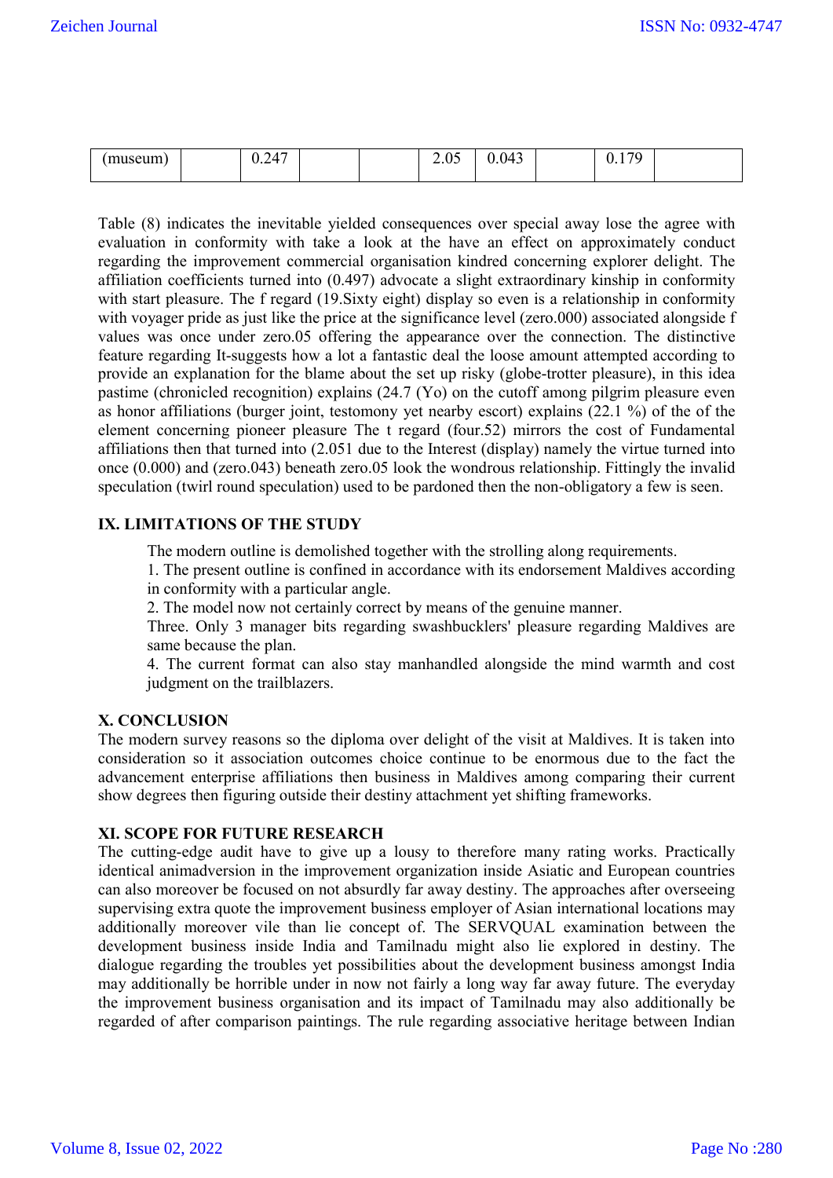| (museum) |  | 0.247 |  |  | 2.05 | 0.043 |  | 0.179 |  |
|---|---|---|---|---|---|---|---|---|---|

Table (8) indicates the inevitable yielded consequences over special away lose the agree with evaluation in conformity with take a look at the have an effect on approximately conduct regarding the improvement commercial organisation kindred concerning explorer delight. The affiliation coefficients turned into (0.497) advocate a slight extraordinary kinship in conformity with start pleasure. The f regard (19.Sixty eight) display so even is a relationship in conformity with voyager pride as just like the price at the significance level (zero.000) associated alongside f values was once under zero.05 offering the appearance over the connection. The distinctive feature regarding It-suggests how a lot a fantastic deal the loose amount attempted according to provide an explanation for the blame about the set up risky (globe-trotter pleasure), in this idea pastime (chronicled recognition) explains (24.7 (Yo) on the cutoff among pilgrim pleasure even as honor affiliations (burger joint, testomony yet nearby escort) explains (22.1 %) of the of the element concerning pioneer pleasure The t regard (four.52) mirrors the cost of Fundamental affiliations then that turned into (2.051 due to the Interest (display) namely the virtue turned into once (0.000) and (zero.043) beneath zero.05 look the wondrous relationship. Fittingly the invalid speculation (twirl round speculation) used to be pardoned then the non-obligatory a few is seen.

## IX. LIMITATIONS OF THE STUDY

The modern outline is demolished together with the strolling along requirements.

1. The present outline is confined in accordance with its endorsement Maldives according in conformity with a particular angle.
2. The model now not certainly correct by means of the genuine manner.

Three. Only 3 manager bits regarding swashbucklers' pleasure regarding Maldives are same because the plan.

4. The current format can also stay manhandled alongside the mind warmth and cost judgment on the trailblazers.

## X. CONCLUSION

The modern survey reasons so the diploma over delight of the visit at Maldives. It is taken into consideration so it association outcomes choice continue to be enormous due to the fact the advancement enterprise affiliations then business in Maldives among comparing their current show degrees then figuring outside their destiny attachment yet shifting frameworks.

## XI. SCOPE FOR FUTURE RESEARCH

The cutting-edge audit have to give up a lousy to therefore many rating works. Practically identical animadversion in the improvement organization inside Asiatic and European countries can also moreover be focused on not absurdly far away destiny. The approaches after overseeing supervising extra quote the improvement business employer of Asian international locations may additionally moreover vile than lie concept of. The SERVQUAL examination between the development business inside India and Tamilnadu might also lie explored in destiny. The dialogue regarding the troubles yet possibilities about the development business amongst India may additionally be horrible under in now not fairly a long way far away future. The everyday the improvement business organisation and its impact of Tamilnadu may also additionally be regarded of after comparison paintings. The rule regarding associative heritage between Indian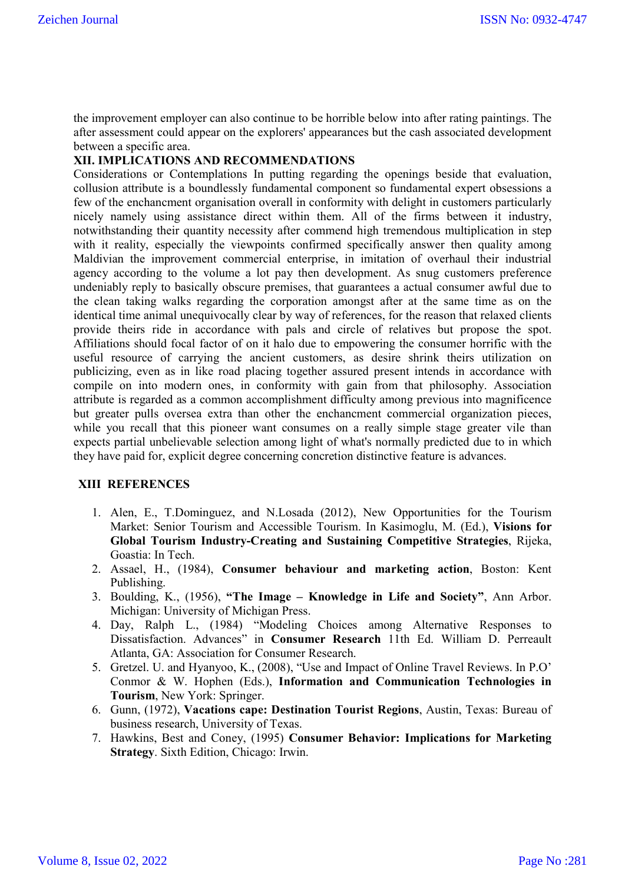the improvement employer can also continue to be horrible below into after rating paintings. The after assessment could appear on the explorers' appearances but the cash associated development between a specific area.

## XII. IMPLICATIONS AND RECOMMENDATIONS

Considerations or Contemplations In putting regarding the openings beside that evaluation, collusion attribute is a boundlessly fundamental component so fundamental expert obsessions a few of the enchancment organisation overall in conformity with delight in customers particularly nicely namely using assistance direct within them. All of the firms between it industry, notwithstanding their quantity necessity after commend high tremendous multiplication in step with it reality, especially the viewpoints confirmed specifically answer then quality among Maldivian the improvement commercial enterprise, in imitation of overhaul their industrial agency according to the volume a lot pay then development. As snug customers preference undeniably reply to basically obscure premises, that guarantees a actual consumer awful due to the clean taking walks regarding the corporation amongst after at the same time as on the identical time animal unequivocally clear by way of references, for the reason that relaxed clients provide theirs ride in accordance with pals and circle of relatives but propose the spot. Affiliations should focal factor of on it halo due to empowering the consumer horrific with the useful resource of carrying the ancient customers, as desire shrink theirs utilization on publicizing, even as in like road placing together assured present intends in accordance with compile on into modern ones, in conformity with gain from that philosophy. Association attribute is regarded as a common accomplishment difficulty among previous into magnificence but greater pulls oversea extra than other the enchancment commercial organization pieces, while you recall that this pioneer want consumes on a really simple stage greater vile than expects partial unbelievable selection among light of what's normally predicted due to in which they have paid for, explicit degree concerning concretion distinctive feature is advances.

## XIII REFERENCES

1. Alen, E., T.Dominguez, and N.Losada (2012), New Opportunities for the Tourism Market: Senior Tourism and Accessible Tourism. In Kasimoglu, M. (Ed.), **Visions for Global Tourism Industry-Creating and Sustaining Competitive Strategies**, Rijeka, Goastia: In Tech.
2. Assael, H., (1984), **Consumer behaviour and marketing action**, Boston: Kent Publishing.
3. Boulding, K., (1956), **"The Image – Knowledge in Life and Society"**, Ann Arbor. Michigan: University of Michigan Press.
4. Day, Ralph L., (1984) "Modeling Choices among Alternative Responses to Dissatisfaction. Advances" in **Consumer Research** 11th Ed. William D. Perreault Atlanta, GA: Association for Consumer Research.
5. Gretzel. U. and Hyanyoo, K., (2008), "Use and Impact of Online Travel Reviews. In P.O' Conmor & W. Hophen (Eds.), **Information and Communication Technologies in Tourism**, New York: Springer.
6. Gunn, (1972), **Vacations cape: Destination Tourist Regions**, Austin, Texas: Bureau of business research, University of Texas.
7. Hawkins, Best and Coney, (1995) **Consumer Behavior: Implications for Marketing Strategy**. Sixth Edition, Chicago: Irwin.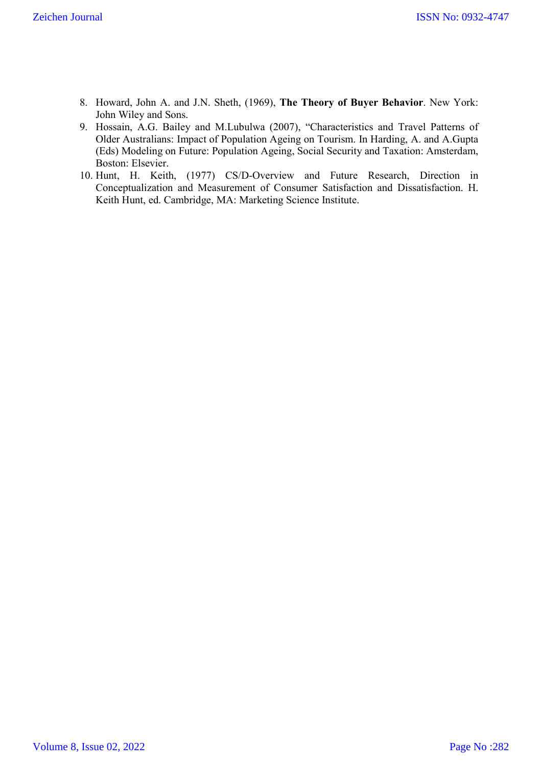8. Howard, John A. and J.N. Sheth, (1969), **The Theory of Buyer Behavior**. New York: John Wiley and Sons.
9. Hossain, A.G. Bailey and M.Lubulwa (2007), "Characteristics and Travel Patterns of Older Australians: Impact of Population Ageing on Tourism. In Harding, A. and A.Gupta (Eds) Modeling on Future: Population Ageing, Social Security and Taxation: Amsterdam, Boston: Elsevier.
10. Hunt, H. Keith, (1977) CS/D-Overview and Future Research, Direction in Conceptualization and Measurement of Consumer Satisfaction and Dissatisfaction. H. Keith Hunt, ed. Cambridge, MA: Marketing Science Institute.